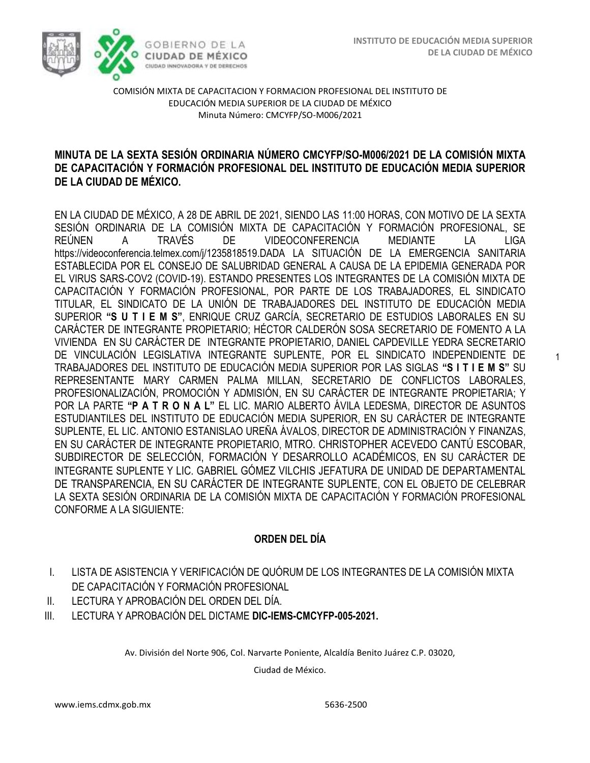INSTITUTO DE EDUCACIÓN MEDIA SUPERIOR DE LA CIUDAD DE MÉXICO

COMISIÓN MIXTA DE CAPACITACION Y FORMACION PROFESIONAL DEL INSTITUTO DE EDUCACIÓN MEDIA SUPERIOR DE LA CIUDAD DE MÉXICO
Minuta Número: CMCYFP/SO-M006/2021

**MINUTA DE LA SEXTA SESIÓN ORDINARIA NÚMERO CMCYFP/SO-M006/2021 DE LA COMISIÓN MIXTA DE CAPACITACIÓN Y FORMACIÓN PROFESIONAL DEL INSTITUTO DE EDUCACIÓN MEDIA SUPERIOR DE LA CIUDAD DE MÉXICO.**

EN LA CIUDAD DE MÉXICO, A 28 DE ABRIL DE 2021, SIENDO LAS 11:00 HORAS, CON MOTIVO DE LA SEXTA SESIÓN ORDINARIA DE LA COMISIÓN MIXTA DE CAPACITACIÓN Y FORMACIÓN PROFESIONAL, SE REÚNEN A TRAVÉS DE VIDEOCONFERENCIA MEDIANTE LA LIGA https://videoconferencia.telmex.com/j/1235818519.DADA LA SITUACIÓN DE LA EMERGENCIA SANITARIA ESTABLECIDA POR EL CONSEJO DE SALUBRIDAD GENERAL A CAUSA DE LA EPIDEMIA GENERADA POR EL VIRUS SARS-COV2 (COVID-19). ESTANDO PRESENTES LOS INTEGRANTES DE LA COMISIÓN MIXTA DE CAPACITACIÓN Y FORMACIÓN PROFESIONAL, POR PARTE DE LOS TRABAJADORES, EL SINDICATO TITULAR, EL SINDICATO DE LA UNIÓN DE TRABAJADORES DEL INSTITUTO DE EDUCACIÓN MEDIA SUPERIOR **"S U T I E M S"**, ENRIQUE CRUZ GARCÍA, SECRETARIO DE ESTUDIOS LABORALES EN SU CARÁCTER DE INTEGRANTE PROPIETARIO; HÉCTOR CALDERÓN SOSA SECRETARIO DE FOMENTO A LA VIVIENDA EN SU CARÁCTER DE INTEGRANTE PROPIETARIO, DANIEL CAPDEVILLE YEDRA SECRETARIO DE VINCULACIÓN LEGISLATIVA INTEGRANTE SUPLENTE, POR EL SINDICATO INDEPENDIENTE DE TRABAJADORES DEL INSTITUTO DE EDUCACIÓN MEDIA SUPERIOR POR LAS SIGLAS **"S I T I E M S"** SU REPRESENTANTE MARY CARMEN PALMA MILLAN, SECRETARIO DE CONFLICTOS LABORALES, PROFESIONALIZACIÓN, PROMOCIÓN Y ADMISIÓN, EN SU CARÁCTER DE INTEGRANTE PROPIETARIA; Y POR LA PARTE **"P A T R O N A L"** EL LIC. MARIO ALBERTO ÁVILA LEDESMA, DIRECTOR DE ASUNTOS ESTUDIANTILES DEL INSTITUTO DE EDUCACIÓN MEDIA SUPERIOR, EN SU CARÁCTER DE INTEGRANTE SUPLENTE, EL LIC. ANTONIO ESTANISLAO UREÑA ÁVALOS, DIRECTOR DE ADMINISTRACIÓN Y FINANZAS, EN SU CARÁCTER DE INTEGRANTE PROPIETARIO, MTRO. CHRISTOPHER ACEVEDO CANTÚ ESCOBAR, SUBDIRECTOR DE SELECCIÓN, FORMACIÓN Y DESARROLLO ACADÉMICOS, EN SU CARÁCTER DE INTEGRANTE SUPLENTE Y LIC. GABRIEL GÓMEZ VILCHIS JEFATURA DE UNIDAD DE DEPARTAMENTAL DE TRANSPARENCIA, EN SU CARÁCTER DE INTEGRANTE SUPLENTE, CON EL OBJETO DE CELEBRAR LA SEXTA SESIÓN ORDINARIA DE LA COMISIÓN MIXTA DE CAPACITACIÓN Y FORMACIÓN PROFESIONAL CONFORME A LA SIGUIENTE:

## ORDEN DEL DÍA

I. LISTA DE ASISTENCIA Y VERIFICACIÓN DE QUÓRUM DE LOS INTEGRANTES DE LA COMISIÓN MIXTA DE CAPACITACIÓN Y FORMACIÓN PROFESIONAL
II. LECTURA Y APROBACIÓN DEL ORDEN DEL DÍA.
III. LECTURA Y APROBACIÓN DEL DICTAME **DIC-IEMS-CMCYFP-005-2021.**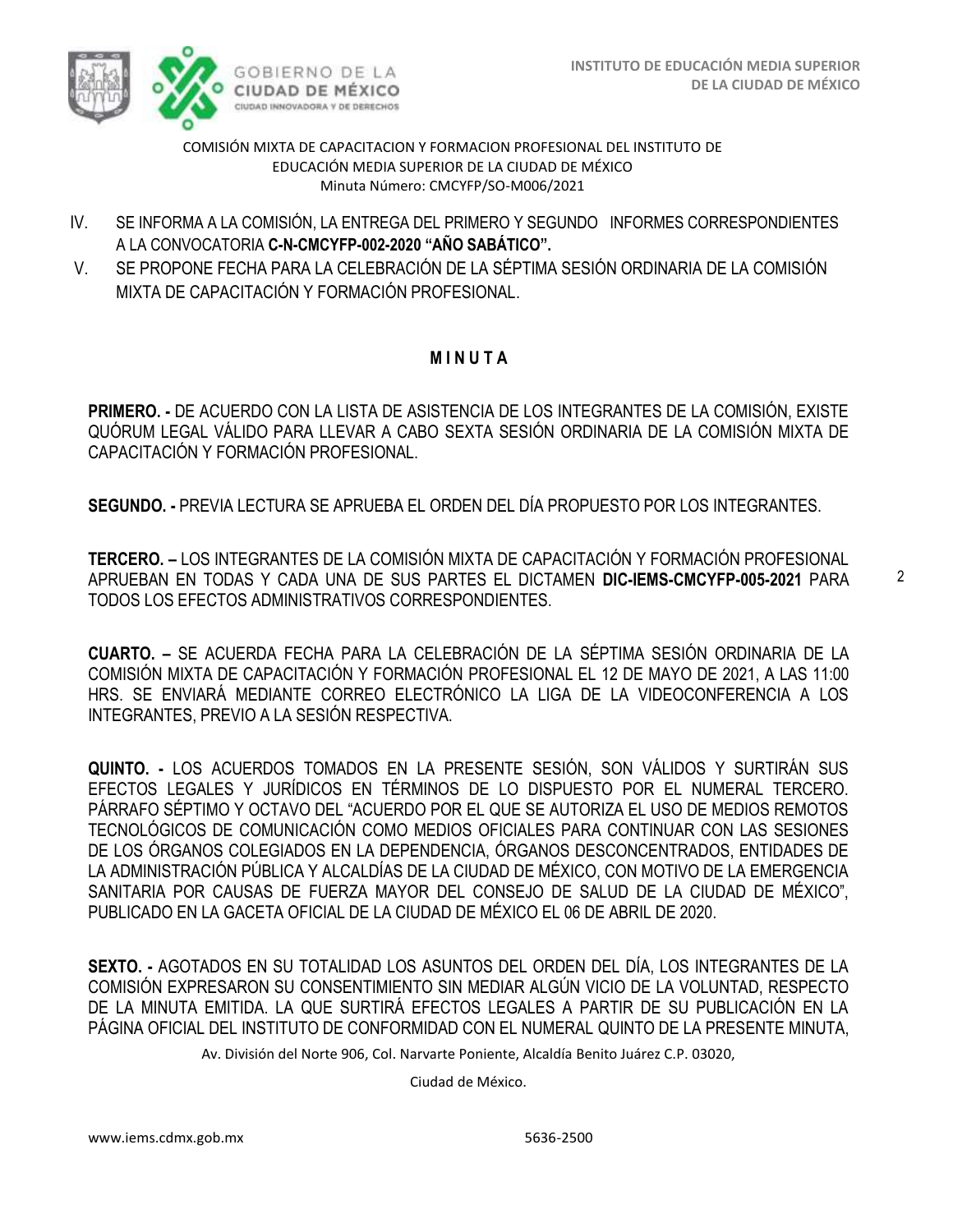COMISIÓN MIXTA DE CAPACITACION Y FORMACION PROFESIONAL DEL INSTITUTO DE EDUCACIÓN MEDIA SUPERIOR DE LA CIUDAD DE MÉXICO
Minuta Número: CMCYFP/SO-M006/2021

IV. SE INFORMA A LA COMISIÓN, LA ENTREGA DEL PRIMERO Y SEGUNDO INFORMES CORRESPONDIENTES A LA CONVOCATORIA **C-N-CMCYFP-002-2020 "AÑO SABÁTICO".**

V. SE PROPONE FECHA PARA LA CELEBRACIÓN DE LA SÉPTIMA SESIÓN ORDINARIA DE LA COMISIÓN MIXTA DE CAPACITACIÓN Y FORMACIÓN PROFESIONAL.

## M I N U T A

**PRIMERO. -** DE ACUERDO CON LA LISTA DE ASISTENCIA DE LOS INTEGRANTES DE LA COMISIÓN, EXISTE QUÓRUM LEGAL VÁLIDO PARA LLEVAR A CABO SEXTA SESIÓN ORDINARIA DE LA COMISIÓN MIXTA DE CAPACITACIÓN Y FORMACIÓN PROFESIONAL.

**SEGUNDO. -** PREVIA LECTURA SE APRUEBA EL ORDEN DEL DÍA PROPUESTO POR LOS INTEGRANTES.

**TERCERO. –** LOS INTEGRANTES DE LA COMISIÓN MIXTA DE CAPACITACIÓN Y FORMACIÓN PROFESIONAL APRUEBAN EN TODAS Y CADA UNA DE SUS PARTES EL DICTAMEN **DIC-IEMS-CMCYFP-005-2021** PARA TODOS LOS EFECTOS ADMINISTRATIVOS CORRESPONDIENTES.

**CUARTO. –** SE ACUERDA FECHA PARA LA CELEBRACIÓN DE LA SÉPTIMA SESIÓN ORDINARIA DE LA COMISIÓN MIXTA DE CAPACITACIÓN Y FORMACIÓN PROFESIONAL EL 12 DE MAYO DE 2021, A LAS 11:00 HRS. SE ENVIARÁ MEDIANTE CORREO ELECTRÓNICO LA LIGA DE LA VIDEOCONFERENCIA A LOS INTEGRANTES, PREVIO A LA SESIÓN RESPECTIVA.

**QUINTO. -** LOS ACUERDOS TOMADOS EN LA PRESENTE SESIÓN, SON VÁLIDOS Y SURTIRÁN SUS EFECTOS LEGALES Y JURÍDICOS EN TÉRMINOS DE LO DISPUESTO POR EL NUMERAL TERCERO. PÁRRAFO SÉPTIMO Y OCTAVO DEL "ACUERDO POR EL QUE SE AUTORIZA EL USO DE MEDIOS REMOTOS TECNOLÓGICOS DE COMUNICACIÓN COMO MEDIOS OFICIALES PARA CONTINUAR CON LAS SESIONES DE LOS ÓRGANOS COLEGIADOS EN LA DEPENDENCIA, ÓRGANOS DESCONCENTRADOS, ENTIDADES DE LA ADMINISTRACIÓN PÚBLICA Y ALCALDÍAS DE LA CIUDAD DE MÉXICO, CON MOTIVO DE LA EMERGENCIA SANITARIA POR CAUSAS DE FUERZA MAYOR DEL CONSEJO DE SALUD DE LA CIUDAD DE MÉXICO", PUBLICADO EN LA GACETA OFICIAL DE LA CIUDAD DE MÉXICO EL 06 DE ABRIL DE 2020.

**SEXTO. -** AGOTADOS EN SU TOTALIDAD LOS ASUNTOS DEL ORDEN DEL DÍA, LOS INTEGRANTES DE LA COMISIÓN EXPRESARON SU CONSENTIMIENTO SIN MEDIAR ALGÚN VICIO DE LA VOLUNTAD, RESPECTO DE LA MINUTA EMITIDA. LA QUE SURTIRÁ EFECTOS LEGALES A PARTIR DE SU PUBLICACIÓN EN LA PÁGINA OFICIAL DEL INSTITUTO DE CONFORMIDAD CON EL NUMERAL QUINTO DE LA PRESENTE MINUTA,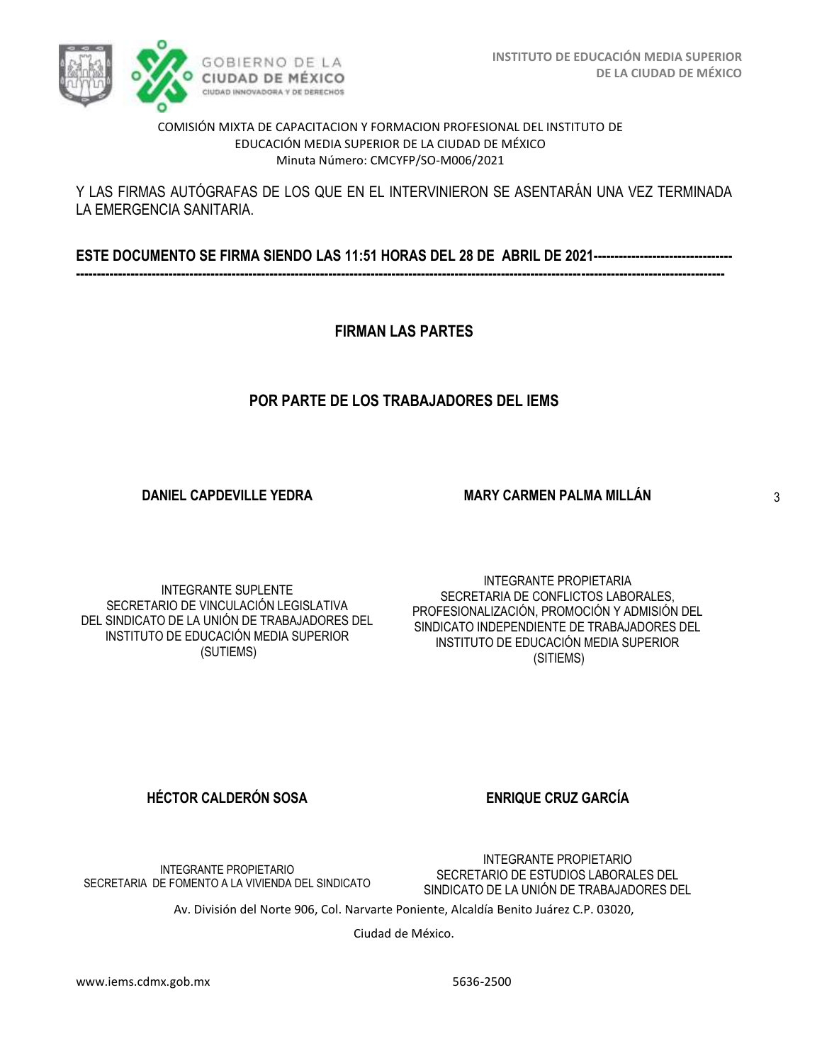COMISIÓN MIXTA DE CAPACITACION Y FORMACION PROFESIONAL DEL INSTITUTO DE EDUCACIÓN MEDIA SUPERIOR DE LA CIUDAD DE MÉXICO
Minuta Número: CMCYFP/SO-M006/2021

Y LAS FIRMAS AUTÓGRAFAS DE LOS QUE EN EL INTERVINIERON SE ASENTARÁN UNA VEZ TERMINADA LA EMERGENCIA SANITARIA.

**ESTE DOCUMENTO SE FIRMA SIENDO LAS 11:51 HORAS DEL 28 DE ABRIL DE 2021------------------------------------------------------------------------------------------------------------------------------------------------------------------------------------------**

**FIRMAN LAS PARTES**

**POR PARTE DE LOS TRABAJADORES DEL IEMS**

**DANIEL CAPDEVILLE YEDRA**

INTEGRANTE SUPLENTE
SECRETARIO DE VINCULACIÓN LEGISLATIVA
DEL SINDICATO DE LA UNIÓN DE TRABAJADORES DEL INSTITUTO DE EDUCACIÓN MEDIA SUPERIOR
(SUTIEMS)

**MARY CARMEN PALMA MILLÁN**

INTEGRANTE PROPIETARIA
SECRETARIA DE CONFLICTOS LABORALES, PROFESIONALIZACIÓN, PROMOCIÓN Y ADMISIÓN DEL SINDICATO INDEPENDIENTE DE TRABAJADORES DEL INSTITUTO DE EDUCACIÓN MEDIA SUPERIOR
(SITIEMS)

**HÉCTOR CALDERÓN SOSA**

INTEGRANTE PROPIETARIO
SECRETARIA DE FOMENTO A LA VIVIENDA DEL SINDICATO

**ENRIQUE CRUZ GARCÍA**

INTEGRANTE PROPIETARIO
SECRETARIO DE ESTUDIOS LABORALES DEL SINDICATO DE LA UNIÓN DE TRABAJADORES DEL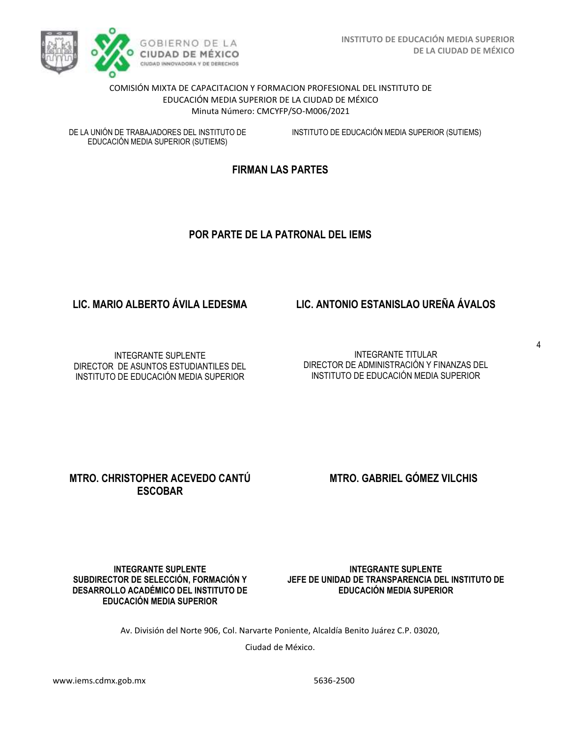COMISIÓN MIXTA DE CAPACITACION Y FORMACION PROFESIONAL DEL INSTITUTO DE EDUCACIÓN MEDIA SUPERIOR DE LA CIUDAD DE MÉXICO
Minuta Número: CMCYFP/SO-M006/2021

DE LA UNIÓN DE TRABAJADORES DEL INSTITUTO DE EDUCACIÓN MEDIA SUPERIOR (SUTIEMS)

INSTITUTO DE EDUCACIÓN MEDIA SUPERIOR (SUTIEMS)

**FIRMAN LAS PARTES**

**POR PARTE DE LA PATRONAL DEL IEMS**

**LIC. MARIO ALBERTO ÁVILA LEDESMA**

INTEGRANTE SUPLENTE
DIRECTOR DE ASUNTOS ESTUDIANTILES DEL INSTITUTO DE EDUCACIÓN MEDIA SUPERIOR

**LIC. ANTONIO ESTANISLAO UREÑA ÁVALOS**

INTEGRANTE TITULAR
DIRECTOR DE ADMINISTRACIÓN Y FINANZAS DEL INSTITUTO DE EDUCACIÓN MEDIA SUPERIOR

**MTRO. CHRISTOPHER ACEVEDO CANTÚ ESCOBAR**

**INTEGRANTE SUPLENTE**
**SUBDIRECTOR DE SELECCIÓN, FORMACIÓN Y DESARROLLO ACADÉMICO DEL INSTITUTO DE EDUCACIÓN MEDIA SUPERIOR**

**MTRO. GABRIEL GÓMEZ VILCHIS**

**INTEGRANTE SUPLENTE**
**JEFE DE UNIDAD DE TRANSPARENCIA DEL INSTITUTO DE EDUCACIÓN MEDIA SUPERIOR**